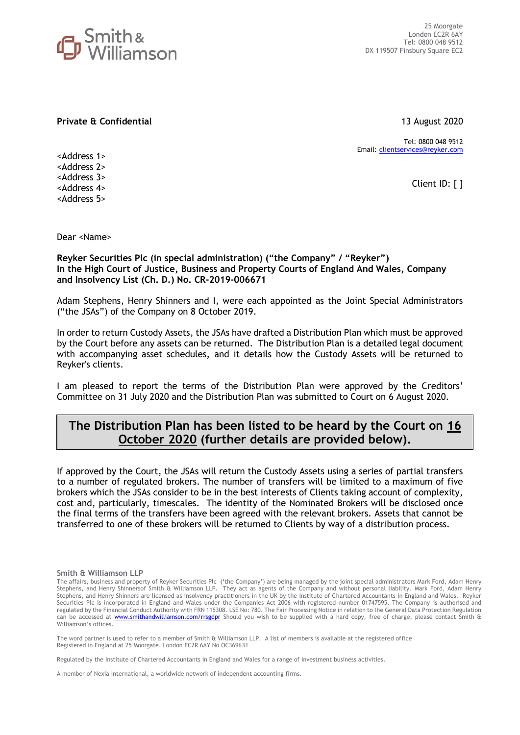Smith & Williamson

25 Moorgate
London EC2R 6AY
Tel: 0800 048 9512
DX 119507 Finsbury Square EC2

**Private & Confidential**

13 August 2020

Tel: 0800 048 9512
Email: clientservices@reyker.com

<Address 1>
<Address 2>
<Address 3>
<Address 4>
<Address 5>

Client ID: [ ]

Dear <Name>

**Reyker Securities Plc (in special administration) ("the Company" / "Reyker")**
**In the High Court of Justice, Business and Property Courts of England And Wales, Company and Insolvency List (Ch. D.) No. CR-2019-006671**

Adam Stephens, Henry Shinners and I, were each appointed as the Joint Special Administrators ("the JSAs") of the Company on 8 October 2019.

In order to return Custody Assets, the JSAs have drafted a Distribution Plan which must be approved by the Court before any assets can be returned. The Distribution Plan is a detailed legal document with accompanying asset schedules, and it details how the Custody Assets will be returned to Reyker's clients.

I am pleased to report the terms of the Distribution Plan were approved by the Creditors' Committee on 31 July 2020 and the Distribution Plan was submitted to Court on 6 August 2020.

**The Distribution Plan has been listed to be heard by the Court on 16 October 2020 (further details are provided below).**

If approved by the Court, the JSAs will return the Custody Assets using a series of partial transfers to a number of regulated brokers. The number of transfers will be limited to a maximum of five brokers which the JSAs consider to be in the best interests of Clients taking account of complexity, cost and, particularly, timescales. The identity of the Nominated Brokers will be disclosed once the final terms of the transfers have been agreed with the relevant brokers. Assets that cannot be transferred to one of these brokers will be returned to Clients by way of a distribution process.

**Smith & Williamson LLP**

The affairs, business and property of Reyker Securities Plc ('the Company') are being managed by the joint special administrators Mark Ford, Adam Henry Stephens, and Henry Shinnersof Smith & Williamson LLP. They act as agents of the Company and without personal liability. Mark Ford, Adam Henry Stephens, and Henry Shinners are licensed as insolvency practitioners in the UK by the Institute of Chartered Accountants in England and Wales. Reyker Securities Plc is incorporated in England and Wales under the Companies Act 2006 with registered number 01747595. The Company is authorised and regulated by the Financial Conduct Authority with FRN 115308. LSE No: 780. The Fair Processing Notice in relation to the General Data Protection Regulation can be accessed at www.smithandwilliamson.com/rrsgdpr Should you wish to be supplied with a hard copy, free of charge, please contact Smith & Williamson's offices.

The word partner is used to refer to a member of Smith & Williamson LLP. A list of members is available at the registered office
Registered in England at 25 Moorgate, London EC2R 6AY No OC369631

Regulated by the Institute of Chartered Accountants in England and Wales for a range of investment business activities.

A member of Nexia International, a worldwide network of independent accounting firms.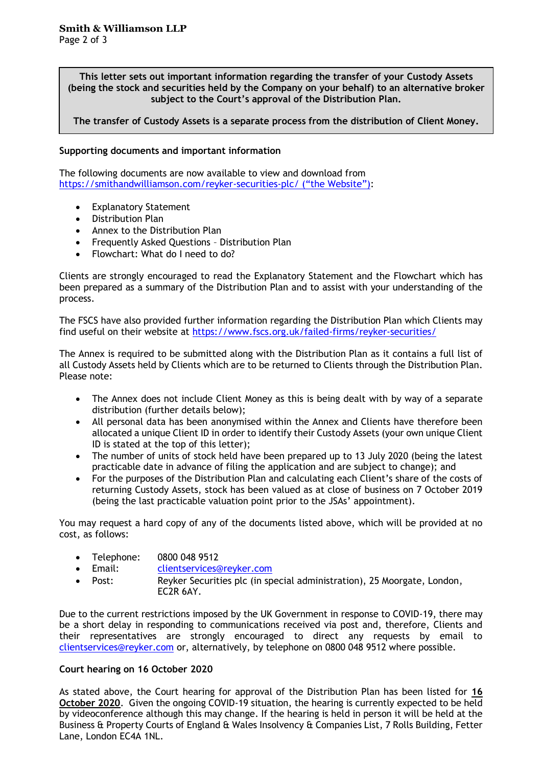**This letter sets out important information regarding the transfer of your Custody Assets (being the stock and securities held by the Company on your behalf) to an alternative broker subject to the Court's approval of the Distribution Plan.**

**The transfer of Custody Assets is a separate process from the distribution of Client Money.**

**Supporting documents and important information**

The following documents are now available to view and download from https://smithandwilliamson.com/reyker-securities-plc/ ("the Website"):

- Explanatory Statement
- Distribution Plan
- Annex to the Distribution Plan
- Frequently Asked Questions – Distribution Plan
- Flowchart: What do I need to do?

Clients are strongly encouraged to read the Explanatory Statement and the Flowchart which has been prepared as a summary of the Distribution Plan and to assist with your understanding of the process.

The FSCS have also provided further information regarding the Distribution Plan which Clients may find useful on their website at https://www.fscs.org.uk/failed-firms/reyker-securities/

The Annex is required to be submitted along with the Distribution Plan as it contains a full list of all Custody Assets held by Clients which are to be returned to Clients through the Distribution Plan. Please note:

- The Annex does not include Client Money as this is being dealt with by way of a separate distribution (further details below);
- All personal data has been anonymised within the Annex and Clients have therefore been allocated a unique Client ID in order to identify their Custody Assets (your own unique Client ID is stated at the top of this letter);
- The number of units of stock held have been prepared up to 13 July 2020 (being the latest practicable date in advance of filing the application and are subject to change); and
- For the purposes of the Distribution Plan and calculating each Client's share of the costs of returning Custody Assets, stock has been valued as at close of business on 7 October 2019 (being the last practicable valuation point prior to the JSAs' appointment).

You may request a hard copy of any of the documents listed above, which will be provided at no cost, as follows:

- Telephone: 0800 048 9512
- Email: clientservices@reyker.com
- Post: Reyker Securities plc (in special administration), 25 Moorgate, London, EC2R 6AY.

Due to the current restrictions imposed by the UK Government in response to COVID-19, there may be a short delay in responding to communications received via post and, therefore, Clients and their representatives are strongly encouraged to direct any requests by email to clientservices@reyker.com or, alternatively, by telephone on 0800 048 9512 where possible.

**Court hearing on 16 October 2020**

As stated above, the Court hearing for approval of the Distribution Plan has been listed for **16 October 2020**. Given the ongoing COVID-19 situation, the hearing is currently expected to be held by videoconference although this may change. If the hearing is held in person it will be held at the Business & Property Courts of England & Wales Insolvency & Companies List, 7 Rolls Building, Fetter Lane, London EC4A 1NL.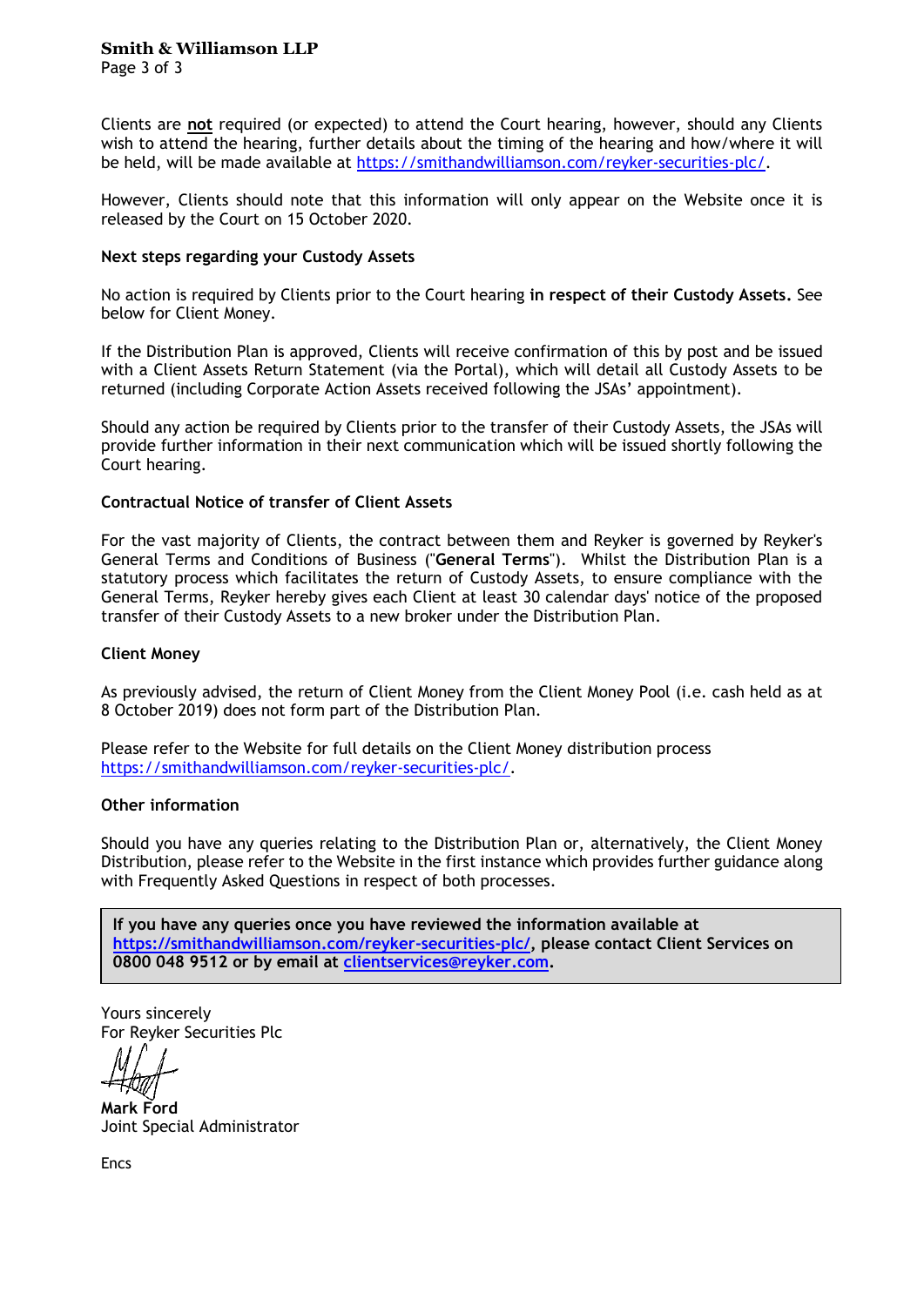Clients are **not** required (or expected) to attend the Court hearing, however, should any Clients wish to attend the hearing, further details about the timing of the hearing and how/where it will be held, will be made available at https://smithandwilliamson.com/reyker-securities-plc/.

However, Clients should note that this information will only appear on the Website once it is released by the Court on 15 October 2020.

**Next steps regarding your Custody Assets**

No action is required by Clients prior to the Court hearing **in respect of their Custody Assets.** See below for Client Money.

If the Distribution Plan is approved, Clients will receive confirmation of this by post and be issued with a Client Assets Return Statement (via the Portal), which will detail all Custody Assets to be returned (including Corporate Action Assets received following the JSAs' appointment).

Should any action be required by Clients prior to the transfer of their Custody Assets, the JSAs will provide further information in their next communication which will be issued shortly following the Court hearing.

**Contractual Notice of transfer of Client Assets**

For the vast majority of Clients, the contract between them and Reyker is governed by Reyker's General Terms and Conditions of Business ("**General Terms**"). Whilst the Distribution Plan is a statutory process which facilitates the return of Custody Assets, to ensure compliance with the General Terms, Reyker hereby gives each Client at least 30 calendar days' notice of the proposed transfer of their Custody Assets to a new broker under the Distribution Plan.

**Client Money**

As previously advised, the return of Client Money from the Client Money Pool (i.e. cash held as at 8 October 2019) does not form part of the Distribution Plan.

Please refer to the Website for full details on the Client Money distribution process https://smithandwilliamson.com/reyker-securities-plc/.

**Other information**

Should you have any queries relating to the Distribution Plan or, alternatively, the Client Money Distribution, please refer to the Website in the first instance which provides further guidance along with Frequently Asked Questions in respect of both processes.

**If you have any queries once you have reviewed the information available at https://smithandwilliamson.com/reyker-securities-plc/, please contact Client Services on 0800 048 9512 or by email at clientservices@reyker.com.**

Yours sincerely
For Reyker Securities Plc

**Mark Ford**
Joint Special Administrator

Encs